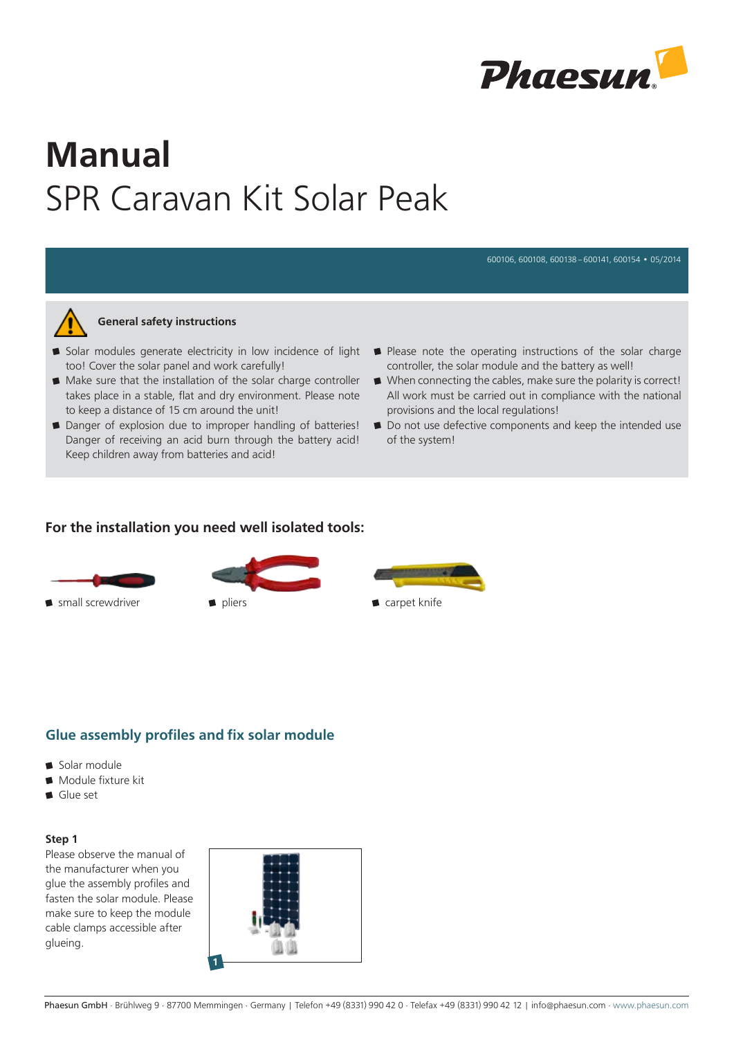# Manual

## SPR Caravan Kit Solar Peak

600106, 600108, 600138 – 600141, 600154 • 05/2014

**General safety instructions**

- Solar modules generate electricity in low incidence of light too! Cover the solar panel and work carefully!
- Make sure that the installation of the solar charge controller takes place in a stable, flat and dry environment. Please note to keep a distance of 15 cm around the unit!
- Danger of explosion due to improper handling of batteries! Danger of receiving an acid burn through the battery acid! Keep children away from batteries and acid!
- Please note the operating instructions of the solar charge controller, the solar module and the battery as well!
- When connecting the cables, make sure the polarity is correct! All work must be carried out in compliance with the national provisions and the local regulations!
- Do not use defective components and keep the intended use of the system!

### For the installation you need well isolated tools:

- small screwdriver
- pliers
- carpet knife

## Glue assembly profiles and fix solar module

- Solar module
- Module fixture kit
- Glue set

**Step 1**

Please observe the manual of the manufacturer when you glue the assembly profiles and fasten the solar module. Please make sure to keep the module cable clamps accessible after glueing.

1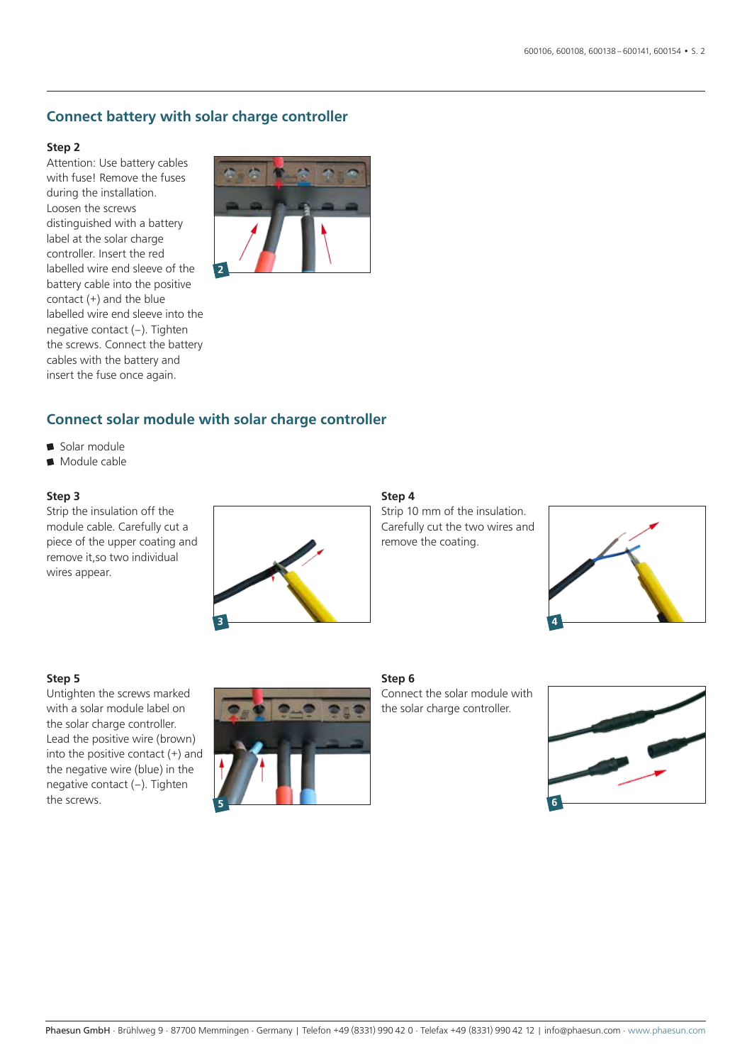## Connect battery with solar charge controller

**Step 2**

Attention: Use battery cables with fuse! Remove the fuses during the installation. Loosen the screws distinguished with a battery label at the solar charge controller. Insert the red labelled wire end sleeve of the battery cable into the positive contact (+) and the blue labelled wire end sleeve into the negative contact (–). Tighten the screws. Connect the battery cables with the battery and insert the fuse once again.

## Connect solar module with solar charge controller

- Solar module
- Module cable

**Step 3**

Strip the insulation off the module cable. Carefully cut a piece of the upper coating and remove it,so two individual wires appear.

**Step 4**

Strip 10 mm of the insulation. Carefully cut the two wires and remove the coating.

**Step 5**

Untighten the screws marked with a solar module label on the solar charge controller. Lead the positive wire (brown) into the positive contact (+) and the negative wire (blue) in the negative contact (–). Tighten the screws.

**Step 6**

Connect the solar module with the solar charge controller.

Phaesun GmbH · Brühlweg 9 · 87700 Memmingen · Germany | Telefon +49 (8331) 990 42 0 · Telefax +49 (8331) 990 42 12 | info@phaesun.com · www.phaesun.com